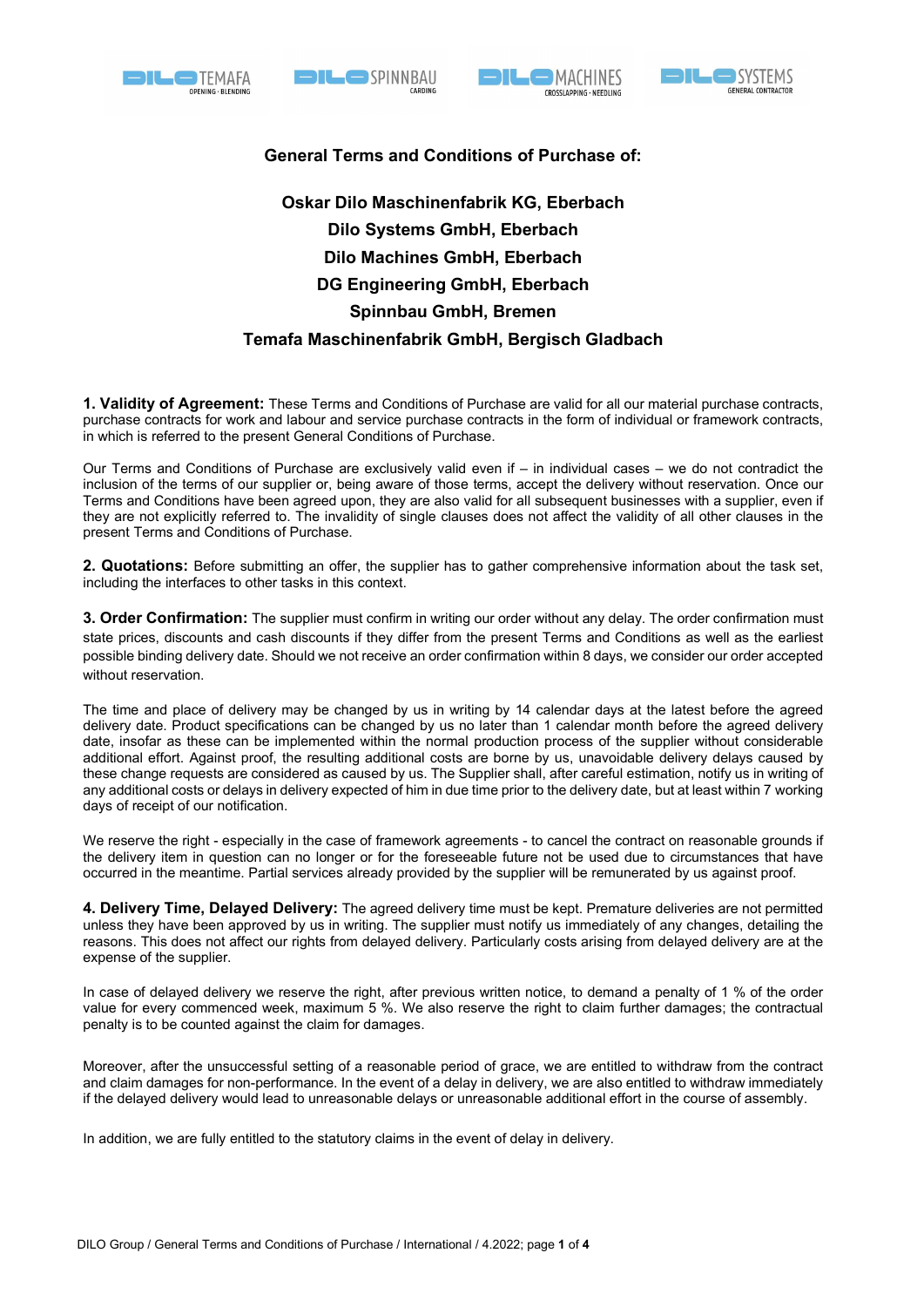## General Terms and Conditions of Purchase of:

**Oskar Dilo Maschinenfabrik KG, Eberbach**
**Dilo Systems GmbH, Eberbach**
**Dilo Machines GmbH, Eberbach**
**DG Engineering GmbH, Eberbach**
**Spinnbau GmbH, Bremen**
**Temafa Maschinenfabrik GmbH, Bergisch Gladbach**

**1. Validity of Agreement:** These Terms and Conditions of Purchase are valid for all our material purchase contracts, purchase contracts for work and labour and service purchase contracts in the form of individual or framework contracts, in which is referred to the present General Conditions of Purchase.

Our Terms and Conditions of Purchase are exclusively valid even if – in individual cases – we do not contradict the inclusion of the terms of our supplier or, being aware of those terms, accept the delivery without reservation. Once our Terms and Conditions have been agreed upon, they are also valid for all subsequent businesses with a supplier, even if they are not explicitly referred to. The invalidity of single clauses does not affect the validity of all other clauses in the present Terms and Conditions of Purchase.

**2. Quotations:** Before submitting an offer, the supplier has to gather comprehensive information about the task set, including the interfaces to other tasks in this context.

**3. Order Confirmation:** The supplier must confirm in writing our order without any delay. The order confirmation must state prices, discounts and cash discounts if they differ from the present Terms and Conditions as well as the earliest possible binding delivery date. Should we not receive an order confirmation within 8 days, we consider our order accepted without reservation.

The time and place of delivery may be changed by us in writing by 14 calendar days at the latest before the agreed delivery date. Product specifications can be changed by us no later than 1 calendar month before the agreed delivery date, insofar as these can be implemented within the normal production process of the supplier without considerable additional effort. Against proof, the resulting additional costs are borne by us, unavoidable delivery delays caused by these change requests are considered as caused by us. The Supplier shall, after careful estimation, notify us in writing of any additional costs or delays in delivery expected of him in due time prior to the delivery date, but at least within 7 working days of receipt of our notification.

We reserve the right - especially in the case of framework agreements - to cancel the contract on reasonable grounds if the delivery item in question can no longer or for the foreseeable future not be used due to circumstances that have occurred in the meantime. Partial services already provided by the supplier will be remunerated by us against proof.

**4. Delivery Time, Delayed Delivery:** The agreed delivery time must be kept. Premature deliveries are not permitted unless they have been approved by us in writing. The supplier must notify us immediately of any changes, detailing the reasons. This does not affect our rights from delayed delivery. Particularly costs arising from delayed delivery are at the expense of the supplier.

In case of delayed delivery we reserve the right, after previous written notice, to demand a penalty of 1 % of the order value for every commenced week, maximum 5 %. We also reserve the right to claim further damages; the contractual penalty is to be counted against the claim for damages.

Moreover, after the unsuccessful setting of a reasonable period of grace, we are entitled to withdraw from the contract and claim damages for non-performance. In the event of a delay in delivery, we are also entitled to withdraw immediately if the delayed delivery would lead to unreasonable delays or unreasonable additional effort in the course of assembly.

In addition, we are fully entitled to the statutory claims in the event of delay in delivery.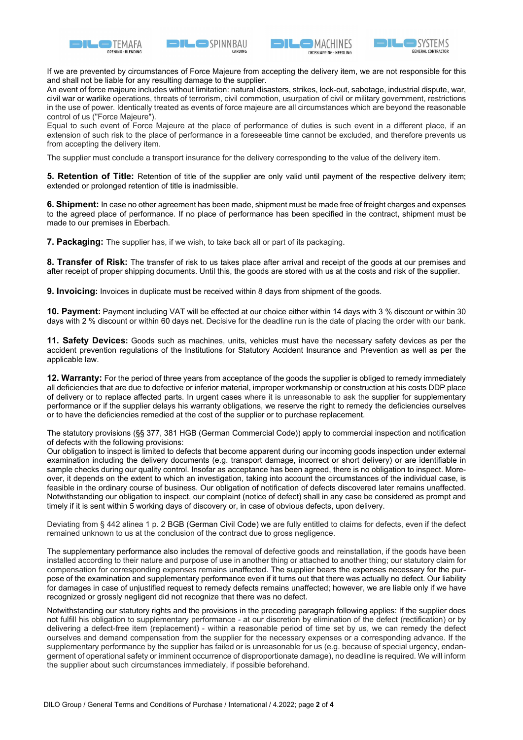If we are prevented by circumstances of Force Majeure from accepting the delivery item, we are not responsible for this and shall not be liable for any resulting damage to the supplier.

An event of force majeure includes without limitation: natural disasters, strikes, lock-out, sabotage, industrial dispute, war, civil war or warlike operations, threats of terrorism, civil commotion, usurpation of civil or military government, restrictions in the use of power. Identically treated as events of force majeure are all circumstances which are beyond the reasonable control of us ("Force Majeure").

Equal to such event of Force Majeure at the place of performance of duties is such event in a different place, if an extension of such risk to the place of performance in a foreseeable time cannot be excluded, and therefore prevents us from accepting the delivery item.

The supplier must conclude a transport insurance for the delivery corresponding to the value of the delivery item.

**5. Retention of Title:** Retention of title of the supplier are only valid until payment of the respective delivery item; extended or prolonged retention of title is inadmissible.

**6. Shipment:** In case no other agreement has been made, shipment must be made free of freight charges and expenses to the agreed place of performance. If no place of performance has been specified in the contract, shipment must be made to our premises in Eberbach.

**7. Packaging:** The supplier has, if we wish, to take back all or part of its packaging.

**8. Transfer of Risk:** The transfer of risk to us takes place after arrival and receipt of the goods at our premises and after receipt of proper shipping documents. Until this, the goods are stored with us at the costs and risk of the supplier.

**9. Invoicing:** Invoices in duplicate must be received within 8 days from shipment of the goods.

**10. Payment:** Payment including VAT will be effected at our choice either within 14 days with 3 % discount or within 30 days with 2 % discount or within 60 days net. Decisive for the deadline run is the date of placing the order with our bank.

**11. Safety Devices:** Goods such as machines, units, vehicles must have the necessary safety devices as per the accident prevention regulations of the Institutions for Statutory Accident Insurance and Prevention as well as per the applicable law.

**12. Warranty:** For the period of three years from acceptance of the goods the supplier is obliged to remedy immediately all deficiencies that are due to defective or inferior material, improper workmanship or construction at his costs DDP place of delivery or to replace affected parts. In urgent cases where it is unreasonable to ask the supplier for supplementary performance or if the supplier delays his warranty obligations, we reserve the right to remedy the deficiencies ourselves or to have the deficiencies remedied at the cost of the supplier or to purchase replacement.

The statutory provisions (§§ 377, 381 HGB (German Commercial Code)) apply to commercial inspection and notification of defects with the following provisions:

Our obligation to inspect is limited to defects that become apparent during our incoming goods inspection under external examination including the delivery documents (e.g. transport damage, incorrect or short delivery) or are identifiable in sample checks during our quality control. Insofar as acceptance has been agreed, there is no obligation to inspect. Moreover, it depends on the extent to which an investigation, taking into account the circumstances of the individual case, is feasible in the ordinary course of business. Our obligation of notification of defects discovered later remains unaffected. Notwithstanding our obligation to inspect, our complaint (notice of defect) shall in any case be considered as prompt and timely if it is sent within 5 working days of discovery or, in case of obvious defects, upon delivery.

Deviating from § 442 alinea 1 p. 2 BGB (German Civil Code) we are fully entitled to claims for defects, even if the defect remained unknown to us at the conclusion of the contract due to gross negligence.

The supplementary performance also includes the removal of defective goods and reinstallation, if the goods have been installed according to their nature and purpose of use in another thing or attached to another thing; our statutory claim for compensation for corresponding expenses remains unaffected. The supplier bears the expenses necessary for the purpose of the examination and supplementary performance even if it turns out that there was actually no defect. Our liability for damages in case of unjustified request to remedy defects remains unaffected; however, we are liable only if we have recognized or grossly negligent did not recognize that there was no defect.

Notwithstanding our statutory rights and the provisions in the preceding paragraph following applies: If the supplier does not fulfill his obligation to supplementary performance - at our discretion by elimination of the defect (rectification) or by delivering a defect-free item (replacement) - within a reasonable period of time set by us, we can remedy the defect ourselves and demand compensation from the supplier for the necessary expenses or a corresponding advance. If the supplementary performance by the supplier has failed or is unreasonable for us (e.g. because of special urgency, endangerment of operational safety or imminent occurrence of disproportionate damage), no deadline is required. We will inform the supplier about such circumstances immediately, if possible beforehand.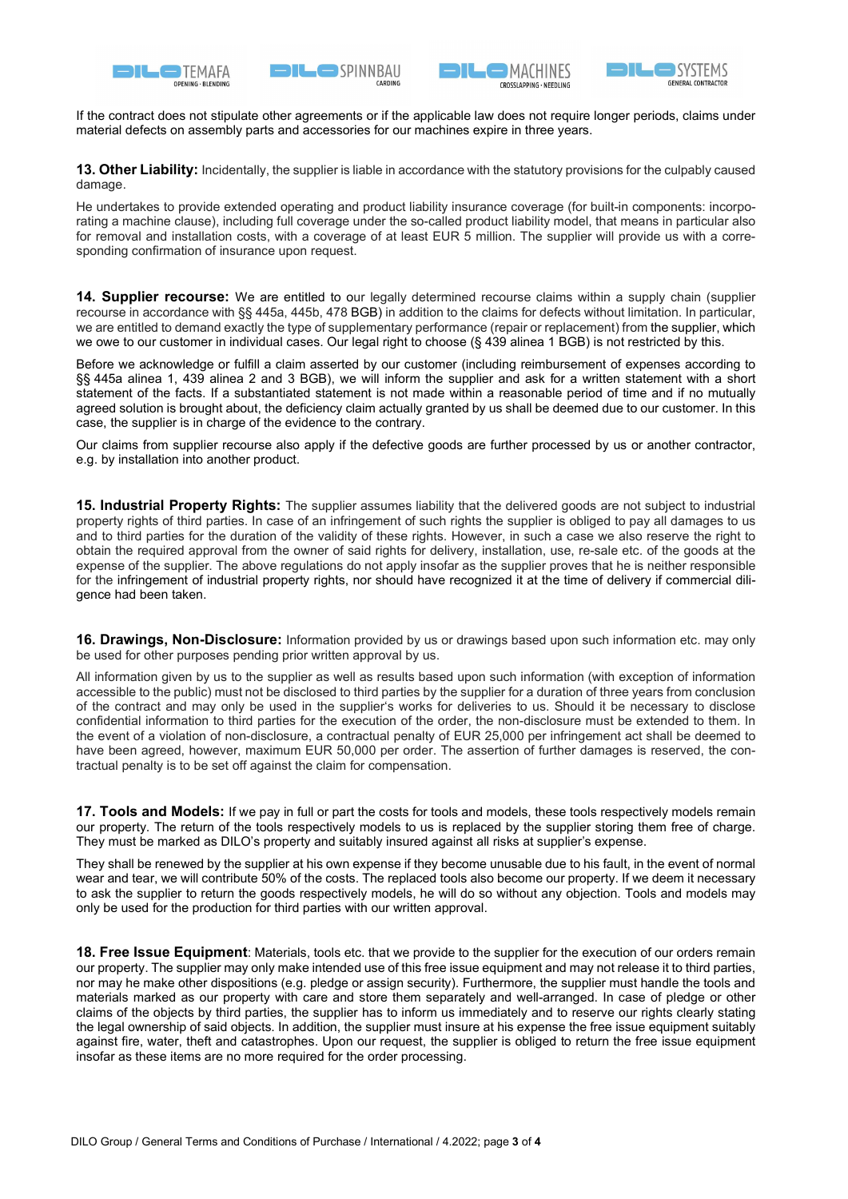If the contract does not stipulate other agreements or if the applicable law does not require longer periods, claims under material defects on assembly parts and accessories for our machines expire in three years.

**13. Other Liability:** Incidentally, the supplier is liable in accordance with the statutory provisions for the culpably caused damage.

He undertakes to provide extended operating and product liability insurance coverage (for built-in components: incorporating a machine clause), including full coverage under the so-called product liability model, that means in particular also for removal and installation costs, with a coverage of at least EUR 5 million. The supplier will provide us with a corresponding confirmation of insurance upon request.

**14. Supplier recourse:** We are entitled to our legally determined recourse claims within a supply chain (supplier recourse in accordance with §§ 445a, 445b, 478 BGB) in addition to the claims for defects without limitation. In particular, we are entitled to demand exactly the type of supplementary performance (repair or replacement) from the supplier, which we owe to our customer in individual cases. Our legal right to choose (§ 439 alinea 1 BGB) is not restricted by this.

Before we acknowledge or fulfill a claim asserted by our customer (including reimbursement of expenses according to §§ 445a alinea 1, 439 alinea 2 and 3 BGB), we will inform the supplier and ask for a written statement with a short statement of the facts. If a substantiated statement is not made within a reasonable period of time and if no mutually agreed solution is brought about, the deficiency claim actually granted by us shall be deemed due to our customer. In this case, the supplier is in charge of the evidence to the contrary.

Our claims from supplier recourse also apply if the defective goods are further processed by us or another contractor, e.g. by installation into another product.

**15. Industrial Property Rights:** The supplier assumes liability that the delivered goods are not subject to industrial property rights of third parties. In case of an infringement of such rights the supplier is obliged to pay all damages to us and to third parties for the duration of the validity of these rights. However, in such a case we also reserve the right to obtain the required approval from the owner of said rights for delivery, installation, use, re-sale etc. of the goods at the expense of the supplier. The above regulations do not apply insofar as the supplier proves that he is neither responsible for the infringement of industrial property rights, nor should have recognized it at the time of delivery if commercial diligence had been taken.

**16. Drawings, Non-Disclosure:** Information provided by us or drawings based upon such information etc. may only be used for other purposes pending prior written approval by us.

All information given by us to the supplier as well as results based upon such information (with exception of information accessible to the public) must not be disclosed to third parties by the supplier for a duration of three years from conclusion of the contract and may only be used in the supplier's works for deliveries to us. Should it be necessary to disclose confidential information to third parties for the execution of the order, the non-disclosure must be extended to them. In the event of a violation of non-disclosure, a contractual penalty of EUR 25,000 per infringement act shall be deemed to have been agreed, however, maximum EUR 50,000 per order. The assertion of further damages is reserved, the contractual penalty is to be set off against the claim for compensation.

**17. Tools and Models:** If we pay in full or part the costs for tools and models, these tools respectively models remain our property. The return of the tools respectively models to us is replaced by the supplier storing them free of charge. They must be marked as DILO's property and suitably insured against all risks at supplier's expense.

They shall be renewed by the supplier at his own expense if they become unusable due to his fault, in the event of normal wear and tear, we will contribute 50% of the costs. The replaced tools also become our property. If we deem it necessary to ask the supplier to return the goods respectively models, he will do so without any objection. Tools and models may only be used for the production for third parties with our written approval.

**18. Free Issue Equipment**: Materials, tools etc. that we provide to the supplier for the execution of our orders remain our property. The supplier may only make intended use of this free issue equipment and may not release it to third parties, nor may he make other dispositions (e.g. pledge or assign security). Furthermore, the supplier must handle the tools and materials marked as our property with care and store them separately and well-arranged. In case of pledge or other claims of the objects by third parties, the supplier has to inform us immediately and to reserve our rights clearly stating the legal ownership of said objects. In addition, the supplier must insure at his expense the free issue equipment suitably against fire, water, theft and catastrophes. Upon our request, the supplier is obliged to return the free issue equipment insofar as these items are no more required for the order processing.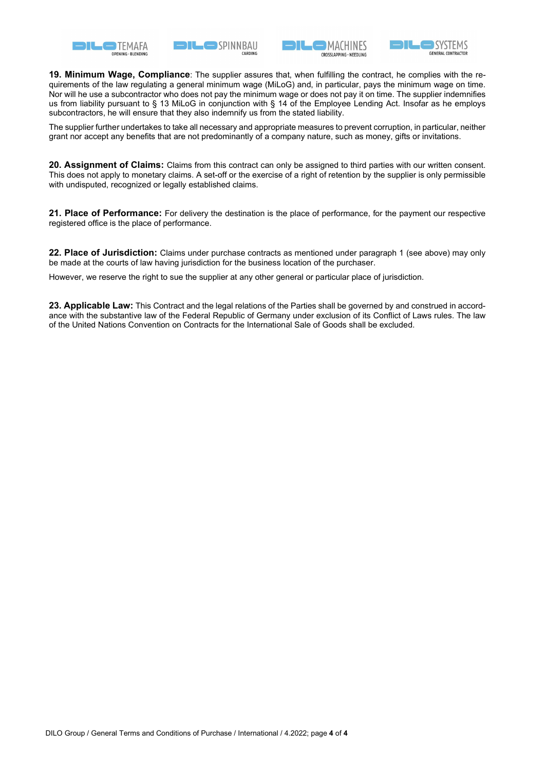**19. Minimum Wage, Compliance**: The supplier assures that, when fulfilling the contract, he complies with the requirements of the law regulating a general minimum wage (MiLoG) and, in particular, pays the minimum wage on time. Nor will he use a subcontractor who does not pay the minimum wage or does not pay it on time. The supplier indemnifies us from liability pursuant to § 13 MiLoG in conjunction with § 14 of the Employee Lending Act. Insofar as he employs subcontractors, he will ensure that they also indemnify us from the stated liability.

The supplier further undertakes to take all necessary and appropriate measures to prevent corruption, in particular, neither grant nor accept any benefits that are not predominantly of a company nature, such as money, gifts or invitations.

**20. Assignment of Claims:** Claims from this contract can only be assigned to third parties with our written consent. This does not apply to monetary claims. A set-off or the exercise of a right of retention by the supplier is only permissible with undisputed, recognized or legally established claims.

**21. Place of Performance:** For delivery the destination is the place of performance, for the payment our respective registered office is the place of performance.

**22. Place of Jurisdiction:** Claims under purchase contracts as mentioned under paragraph 1 (see above) may only be made at the courts of law having jurisdiction for the business location of the purchaser.

However, we reserve the right to sue the supplier at any other general or particular place of jurisdiction.

**23. Applicable Law:** This Contract and the legal relations of the Parties shall be governed by and construed in accordance with the substantive law of the Federal Republic of Germany under exclusion of its Conflict of Laws rules. The law of the United Nations Convention on Contracts for the International Sale of Goods shall be excluded.